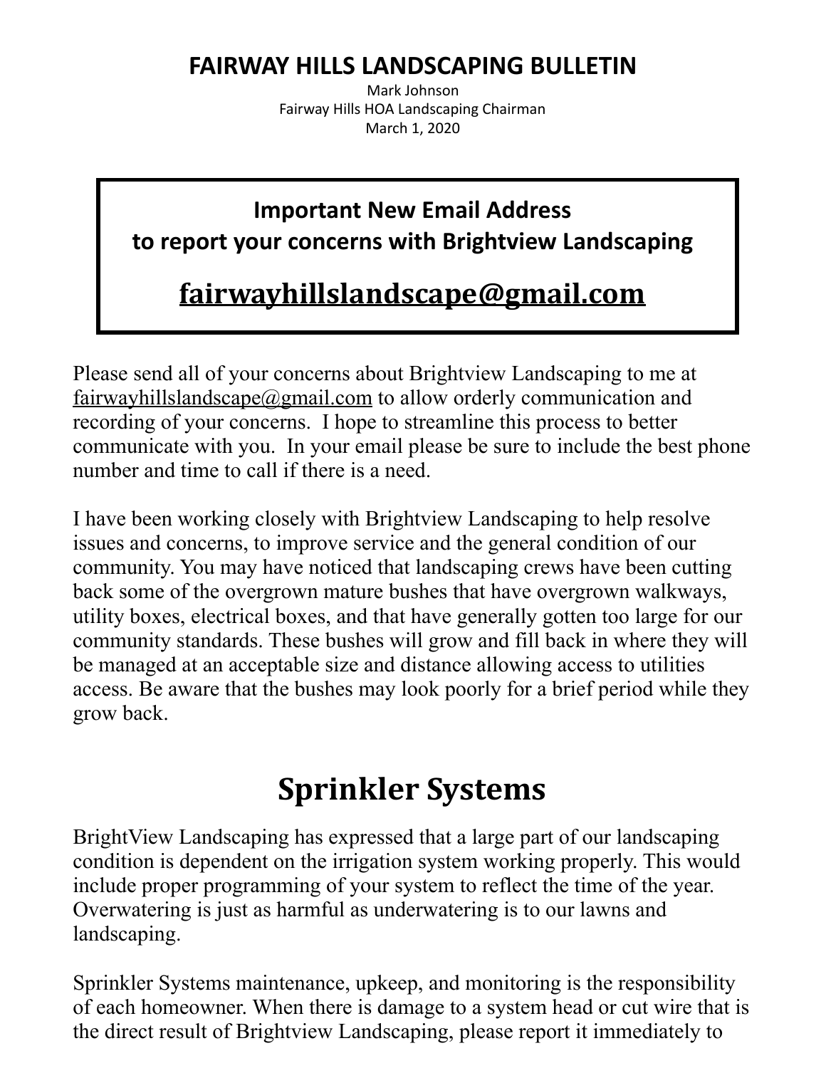# FAIRWAY HILLS LANDSCAPING BULLETIN

Mark Johnson
Fairway Hills HOA Landscaping Chairman
March 1, 2020

**Important New Email Address to report your concerns with Brightview Landscaping**

**fairwayhillslandscape@gmail.com**

Please send all of your concerns about Brightview Landscaping to me at fairwayhillslandscape@gmail.com to allow orderly communication and recording of your concerns. I hope to streamline this process to better communicate with you. In your email please be sure to include the best phone number and time to call if there is a need.

I have been working closely with Brightview Landscaping to help resolve issues and concerns, to improve service and the general condition of our community. You may have noticed that landscaping crews have been cutting back some of the overgrown mature bushes that have overgrown walkways, utility boxes, electrical boxes, and that have generally gotten too large for our community standards. These bushes will grow and fill back in where they will be managed at an acceptable size and distance allowing access to utilities access. Be aware that the bushes may look poorly for a brief period while they grow back.

## Sprinkler Systems

BrightView Landscaping has expressed that a large part of our landscaping condition is dependent on the irrigation system working properly. This would include proper programming of your system to reflect the time of the year. Overwatering is just as harmful as underwatering is to our lawns and landscaping.

Sprinkler Systems maintenance, upkeep, and monitoring is the responsibility of each homeowner. When there is damage to a system head or cut wire that is the direct result of Brightview Landscaping, please report it immediately to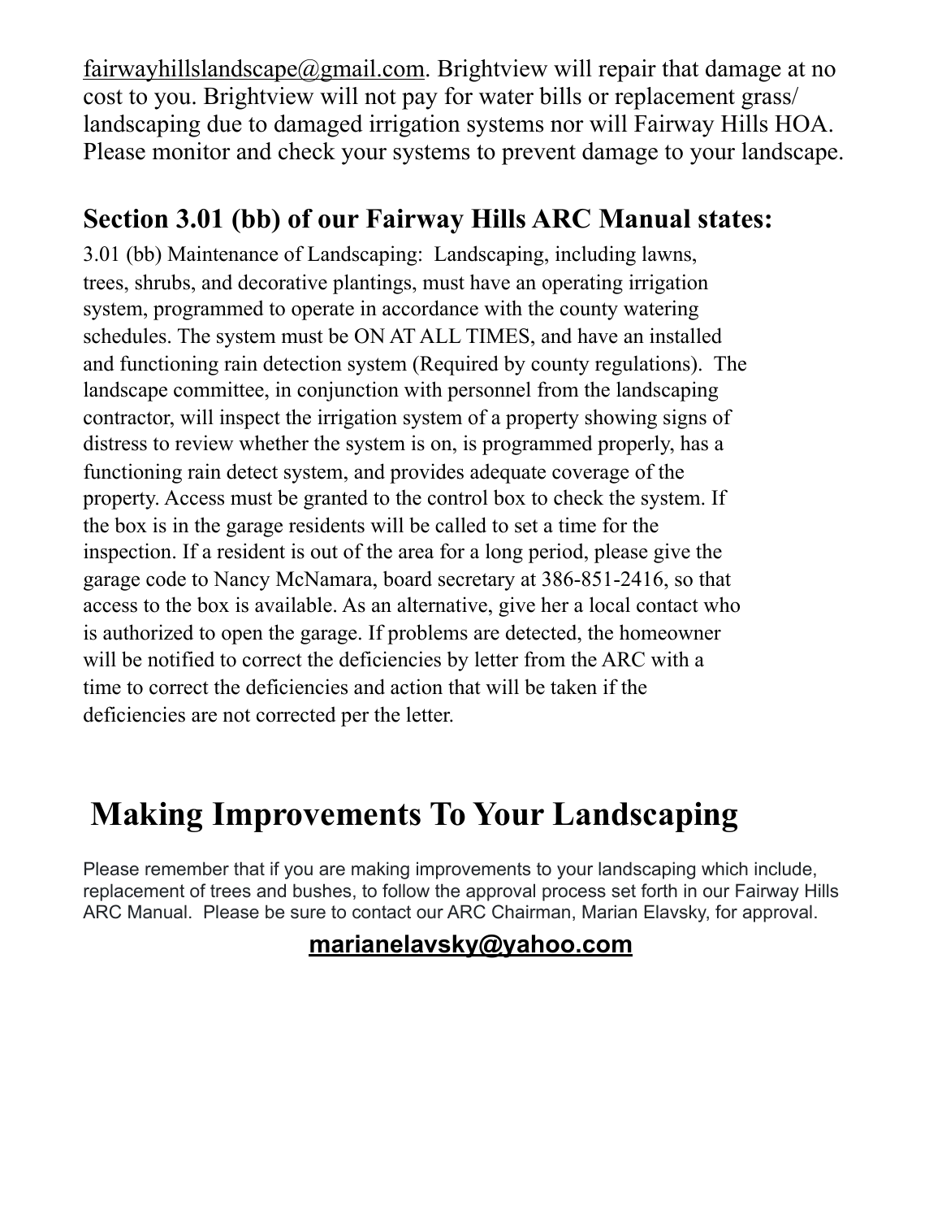fairwayhillslandscape@gmail.com. Brightview will repair that damage at no cost to you. Brightview will not pay for water bills or replacement grass/ landscaping due to damaged irrigation systems nor will Fairway Hills HOA. Please monitor and check your systems to prevent damage to your landscape.

## Section 3.01 (bb) of our Fairway Hills ARC Manual states:

3.01 (bb) Maintenance of Landscaping: Landscaping, including lawns, trees, shrubs, and decorative plantings, must have an operating irrigation system, programmed to operate in accordance with the county watering schedules. The system must be ON AT ALL TIMES, and have an installed and functioning rain detection system (Required by county regulations). The landscape committee, in conjunction with personnel from the landscaping contractor, will inspect the irrigation system of a property showing signs of distress to review whether the system is on, is programmed properly, has a functioning rain detect system, and provides adequate coverage of the property. Access must be granted to the control box to check the system. If the box is in the garage residents will be called to set a time for the inspection. If a resident is out of the area for a long period, please give the garage code to Nancy McNamara, board secretary at 386-851-2416, so that access to the box is available. As an alternative, give her a local contact who is authorized to open the garage. If problems are detected, the homeowner will be notified to correct the deficiencies by letter from the ARC with a time to correct the deficiencies and action that will be taken if the deficiencies are not corrected per the letter.

# Making Improvements To Your Landscaping

Please remember that if you are making improvements to your landscaping which include, replacement of trees and bushes, to follow the approval process set forth in our Fairway Hills ARC Manual. Please be sure to contact our ARC Chairman, Marian Elavsky, for approval.

**marianelavsky@yahoo.com**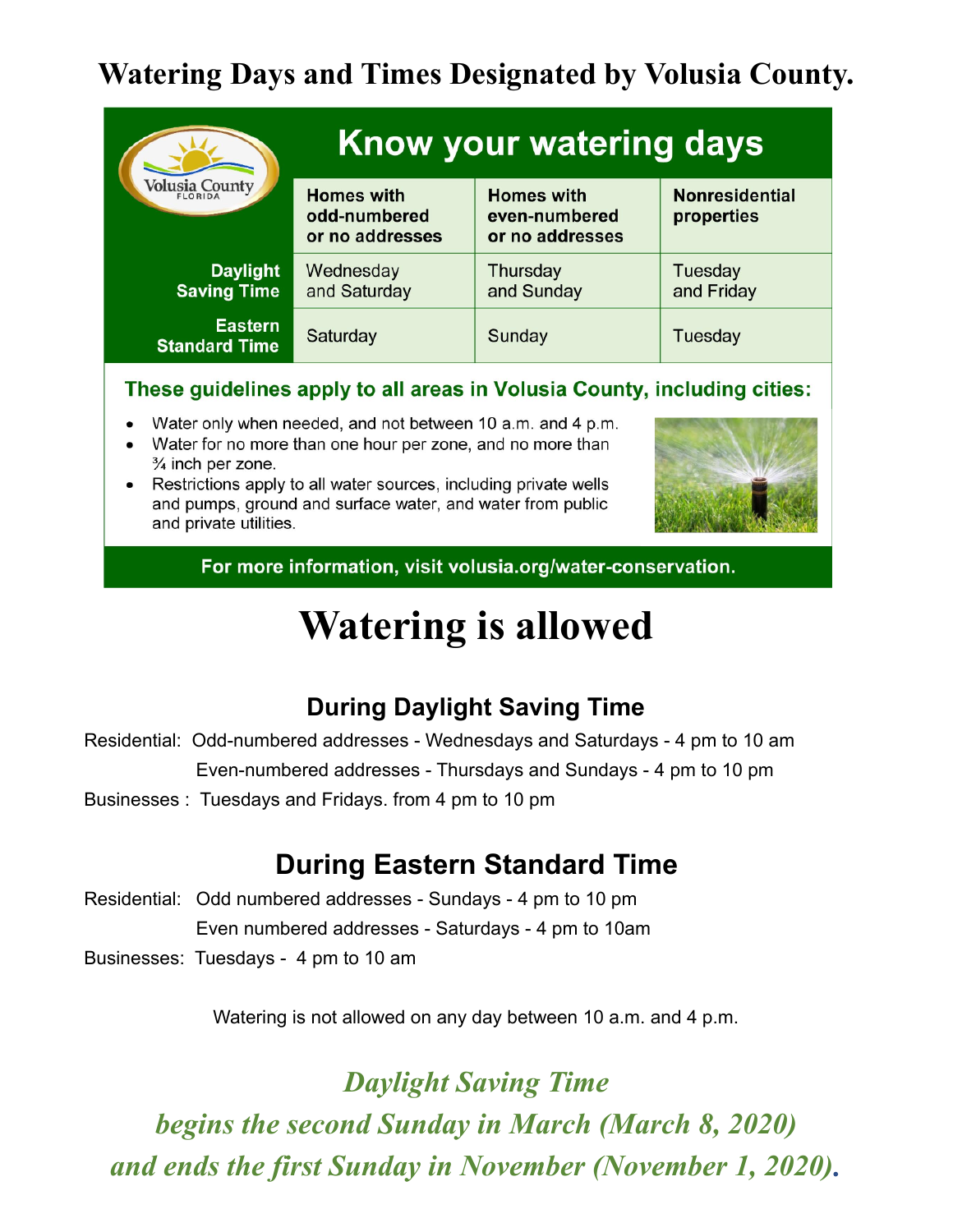# Watering Days and Times Designated by Volusia County.

## Know your watering days

| | Homes with odd-numbered or no addresses | Homes with even-numbered or no addresses | Nonresidential properties |
|---|---|---|---|
| **Daylight Saving Time** | Wednesday and Saturday | Thursday and Sunday | Tuesday and Friday |
| **Eastern Standard Time** | Saturday | Sunday | Tuesday |

**These guidelines apply to all areas in Volusia County, including cities:**

- Water only when needed, and not between 10 a.m. and 4 p.m.
- Water for no more than one hour per zone, and no more than ¾ inch per zone.
- Restrictions apply to all water sources, including private wells and pumps, ground and surface water, and water from public and private utilities.

**For more information, visit volusia.org/water-conservation.**

# Watering is allowed

## During Daylight Saving Time

Residential: Odd-numbered addresses - Wednesdays and Saturdays - 4 pm to 10 am

Even-numbered addresses - Thursdays and Sundays - 4 pm to 10 pm

Businesses : Tuesdays and Fridays. from 4 pm to 10 pm

## During Eastern Standard Time

Residential: Odd numbered addresses - Sundays - 4 pm to 10 pm

Even numbered addresses - Saturdays - 4 pm to 10am

Businesses: Tuesdays - 4 pm to 10 am

Watering is not allowed on any day between 10 a.m. and 4 p.m.

***Daylight Saving Time***

***begins the second Sunday in March (March 8, 2020)***

***and ends the first Sunday in November (November 1, 2020).***